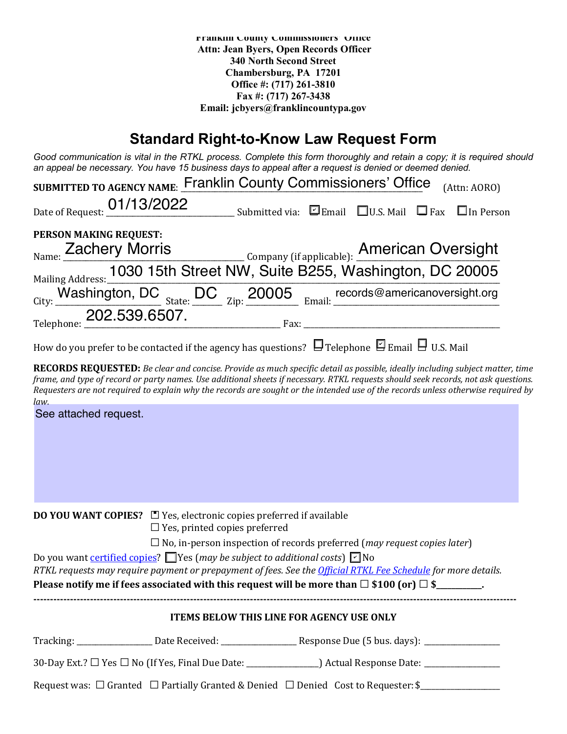**Franklin County Commissioners' Office**
**Attn: Jean Byers, Open Records Officer**
**340 North Second Street**
**Chambersburg, PA 17201**
**Office #: (717) 261-3810**
**Fax #: (717) 267-3438**
**Email: jcbyers@franklincountypa.gov**

# Standard Right-to-Know Law Request Form

*Good communication is vital in the RTKL process. Complete this form thoroughly and retain a copy; it is required should an appeal be necessary. You have 15 business days to appeal after a request is denied or deemed denied.*

**SUBMITTED TO AGENCY NAME**: Franklin County Commissioners' Office (Attn: AORO)

Date of Request: 01/13/2022 Submitted via: ☑ Email ☐ U.S. Mail ☐ Fax ☐ In Person

**PERSON MAKING REQUEST:**

Name: Zachery Morris Company (if applicable): American Oversight

Mailing Address: 1030 15th Street NW, Suite B255, Washington, DC 20005

City: Washington, DC State: DC Zip: 20005 Email: records@americanoversight.org

Telephone: 202.539.6507. Fax: ______

How do you prefer to be contacted if the agency has questions? ☐ Telephone ☑ Email ☐ U.S. Mail

**RECORDS REQUESTED:** *Be clear and concise. Provide as much specific detail as possible, ideally including subject matter, time frame, and type of record or party names. Use additional sheets if necessary. RTKL requests should seek records, not ask questions. Requesters are not required to explain why the records are sought or the intended use of the records unless otherwise required by law.*

See attached request.

**DO YOU WANT COPIES?** ☑ Yes, electronic copies preferred if available
☐ Yes, printed copies preferred
☐ No, in-person inspection of records preferred (*may request copies later*)

Do you want certified copies? ☐ Yes (*may be subject to additional costs*) ☑ No

*RTKL requests may require payment or prepayment of fees. See the Official RTKL Fee Schedule for more details.*

**Please notify me if fees associated with this request will be more than ☐ $100 (or) ☐ $________.**

---

**ITEMS BELOW THIS LINE FOR AGENCY USE ONLY**

Tracking: ______ Date Received: ______ Response Due (5 bus. days): ______

30-Day Ext.? ☐ Yes ☐ No (If Yes, Final Due Date: ______) Actual Response Date: ______

Request was: ☐ Granted ☐ Partially Granted & Denied ☐ Denied Cost to Requester: $______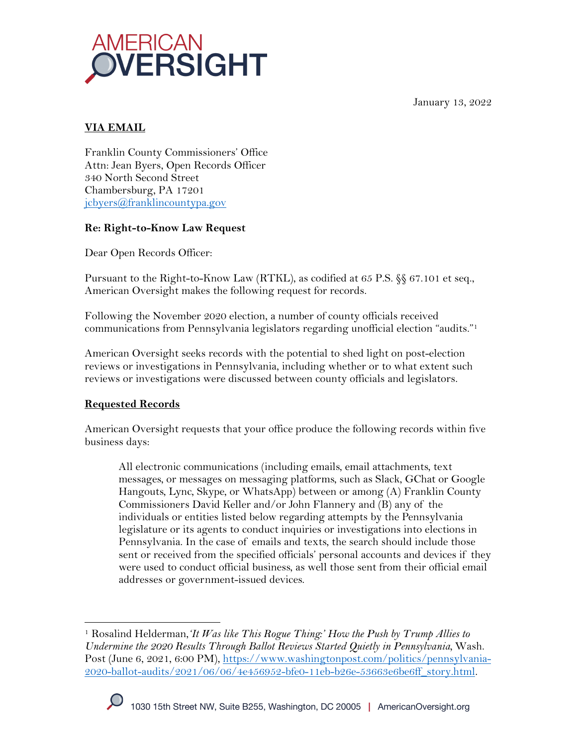January 13, 2022

**VIA EMAIL**

Franklin County Commissioners' Office
Attn: Jean Byers, Open Records Officer
340 North Second Street
Chambersburg, PA 17201
jcbyers@franklincountypa.gov

**Re: Right-to-Know Law Request**

Dear Open Records Officer:

Pursuant to the Right-to-Know Law (RTKL), as codified at 65 P.S. §§ 67.101 et seq., American Oversight makes the following request for records.

Following the November 2020 election, a number of county officials received communications from Pennsylvania legislators regarding unofficial election "audits."[1]

American Oversight seeks records with the potential to shed light on post-election reviews or investigations in Pennsylvania, including whether or to what extent such reviews or investigations were discussed between county officials and legislators.

**Requested Records**

American Oversight requests that your office produce the following records within five business days:

> All electronic communications (including emails, email attachments, text messages, or messages on messaging platforms, such as Slack, GChat or Google Hangouts, Lync, Skype, or WhatsApp) between or among (A) Franklin County Commissioners David Keller and/or John Flannery and (B) any of the individuals or entities listed below regarding attempts by the Pennsylvania legislature or its agents to conduct inquiries or investigations into elections in Pennsylvania. In the case of emails and texts, the search should include those sent or received from the specified officials' personal accounts and devices if they were used to conduct official business, as well those sent from their official email addresses or government-issued devices.

[1] Rosalind Helderman, *'It Was like This Rogue Thing:' How the Push by Trump Allies to Undermine the 2020 Results Through Ballot Reviews Started Quietly in Pennsylvania*, Wash. Post (June 6, 2021, 6:00 PM), https://www.washingtonpost.com/politics/pennsylvania-2020-ballot-audits/2021/06/06/4e456952-bfe0-11eb-b26e-53663e6be6ff_story.html.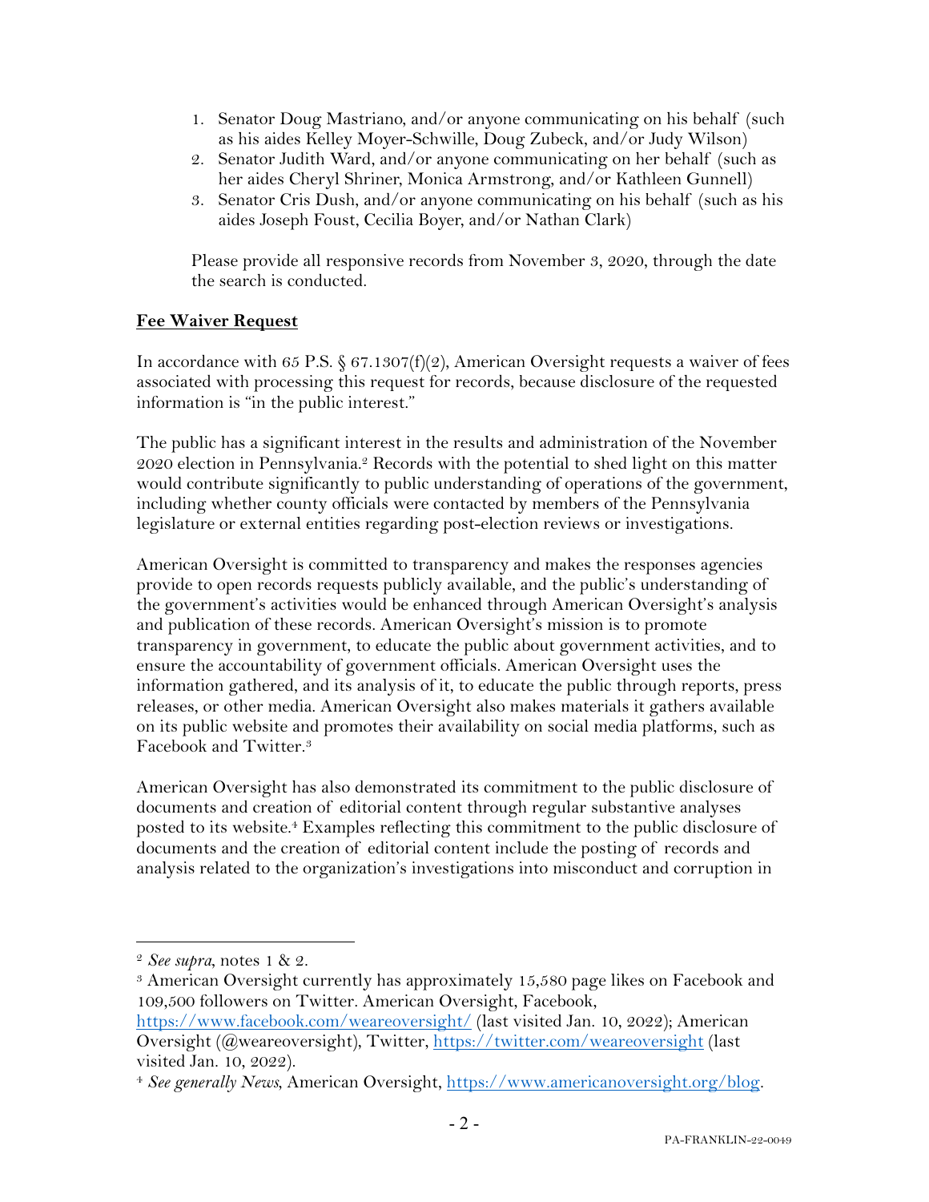1. Senator Doug Mastriano, and/or anyone communicating on his behalf (such as his aides Kelley Moyer-Schwille, Doug Zubeck, and/or Judy Wilson)
2. Senator Judith Ward, and/or anyone communicating on her behalf (such as her aides Cheryl Shriner, Monica Armstrong, and/or Kathleen Gunnell)
3. Senator Cris Dush, and/or anyone communicating on his behalf (such as his aides Joseph Foust, Cecilia Boyer, and/or Nathan Clark)

Please provide all responsive records from November 3, 2020, through the date the search is conducted.

**Fee Waiver Request**

In accordance with 65 P.S. § 67.1307(f)(2), American Oversight requests a waiver of fees associated with processing this request for records, because disclosure of the requested information is "in the public interest."

The public has a significant interest in the results and administration of the November 2020 election in Pennsylvania.[2] Records with the potential to shed light on this matter would contribute significantly to public understanding of operations of the government, including whether county officials were contacted by members of the Pennsylvania legislature or external entities regarding post-election reviews or investigations.

American Oversight is committed to transparency and makes the responses agencies provide to open records requests publicly available, and the public's understanding of the government's activities would be enhanced through American Oversight's analysis and publication of these records. American Oversight's mission is to promote transparency in government, to educate the public about government activities, and to ensure the accountability of government officials. American Oversight uses the information gathered, and its analysis of it, to educate the public through reports, press releases, or other media. American Oversight also makes materials it gathers available on its public website and promotes their availability on social media platforms, such as Facebook and Twitter.[3]

American Oversight has also demonstrated its commitment to the public disclosure of documents and creation of editorial content through regular substantive analyses posted to its website.[4] Examples reflecting this commitment to the public disclosure of documents and the creation of editorial content include the posting of records and analysis related to the organization's investigations into misconduct and corruption in

---

[2] *See supra*, notes 1 & 2.

[3] American Oversight currently has approximately 15,580 page likes on Facebook and 109,500 followers on Twitter. American Oversight, Facebook, https://www.facebook.com/weareoversight/ (last visited Jan. 10, 2022); American Oversight (@weareoversight), Twitter, https://twitter.com/weareoversight (last visited Jan. 10, 2022).

[4] *See generally News*, American Oversight, https://www.americanoversight.org/blog.

PA-FRANKLIN-22-0049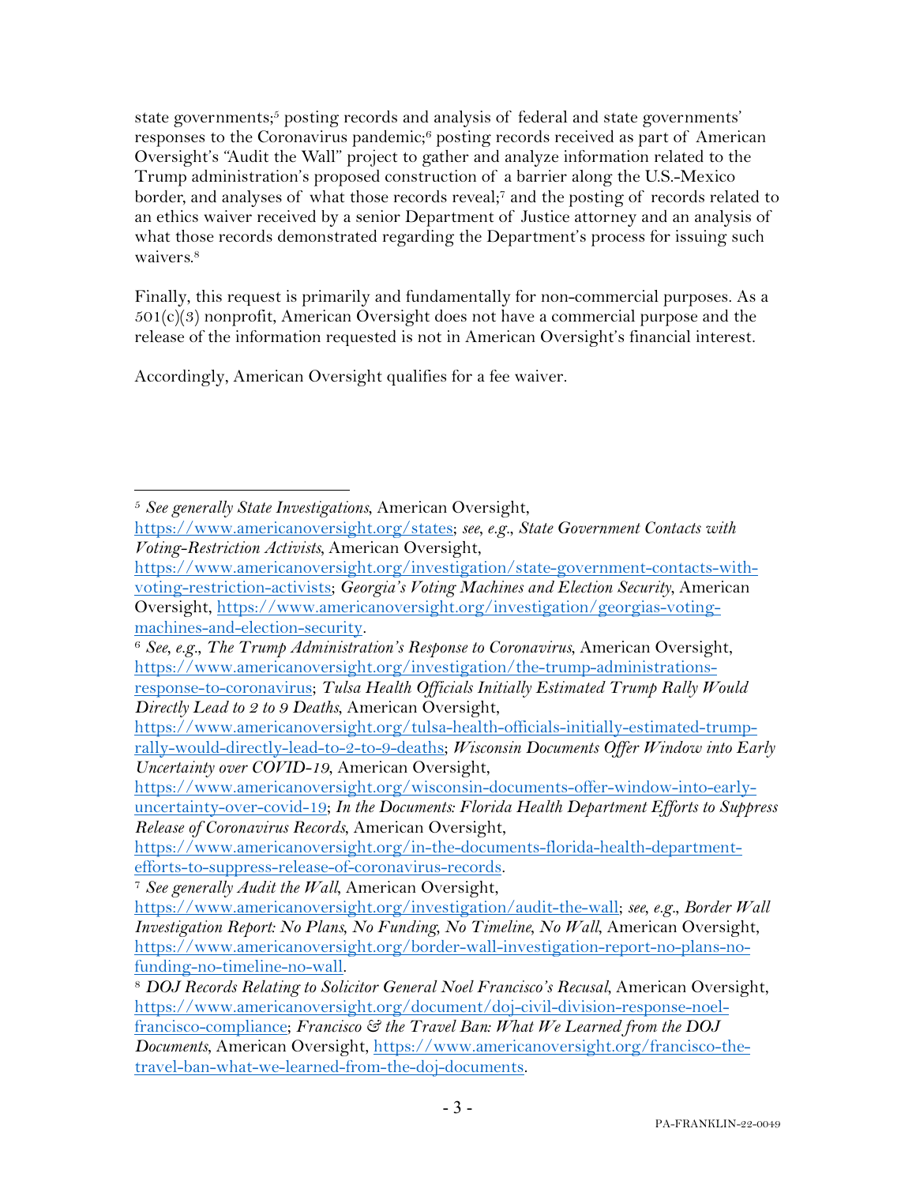state governments;[5] posting records and analysis of federal and state governments' responses to the Coronavirus pandemic;[6] posting records received as part of American Oversight's "Audit the Wall" project to gather and analyze information related to the Trump administration's proposed construction of a barrier along the U.S.-Mexico border, and analyses of what those records reveal;[7] and the posting of records related to an ethics waiver received by a senior Department of Justice attorney and an analysis of what those records demonstrated regarding the Department's process for issuing such waivers.[8]

Finally, this request is primarily and fundamentally for non-commercial purposes. As a 501(c)(3) nonprofit, American Oversight does not have a commercial purpose and the release of the information requested is not in American Oversight's financial interest.

Accordingly, American Oversight qualifies for a fee waiver.

---

[5] *See generally State Investigations*, American Oversight, https://www.americanoversight.org/states; *see, e.g.*, *State Government Contacts with Voting-Restriction Activists*, American Oversight, https://www.americanoversight.org/investigation/state-government-contacts-with-voting-restriction-activists; *Georgia's Voting Machines and Election Security*, American Oversight, https://www.americanoversight.org/investigation/georgias-voting-machines-and-election-security.

[6] *See, e.g.*, *The Trump Administration's Response to Coronavirus*, American Oversight, https://www.americanoversight.org/investigation/the-trump-administrations-response-to-coronavirus; *Tulsa Health Officials Initially Estimated Trump Rally Would Directly Lead to 2 to 9 Deaths*, American Oversight, https://www.americanoversight.org/tulsa-health-officials-initially-estimated-trump-rally-would-directly-lead-to-2-to-9-deaths; *Wisconsin Documents Offer Window into Early Uncertainty over COVID-19*, American Oversight, https://www.americanoversight.org/wisconsin-documents-offer-window-into-early-uncertainty-over-covid-19; *In the Documents: Florida Health Department Efforts to Suppress Release of Coronavirus Records*, American Oversight, https://www.americanoversight.org/in-the-documents-florida-health-department-efforts-to-suppress-release-of-coronavirus-records.

[7] *See generally Audit the Wall*, American Oversight, https://www.americanoversight.org/investigation/audit-the-wall; *see, e.g.*, *Border Wall Investigation Report: No Plans, No Funding, No Timeline, No Wall*, American Oversight, https://www.americanoversight.org/border-wall-investigation-report-no-plans-no-funding-no-timeline-no-wall.

[8] *DOJ Records Relating to Solicitor General Noel Francisco's Recusal*, American Oversight, https://www.americanoversight.org/document/doj-civil-division-response-noel-francisco-compliance; *Francisco & the Travel Ban: What We Learned from the DOJ Documents*, American Oversight, https://www.americanoversight.org/francisco-the-travel-ban-what-we-learned-from-the-doj-documents.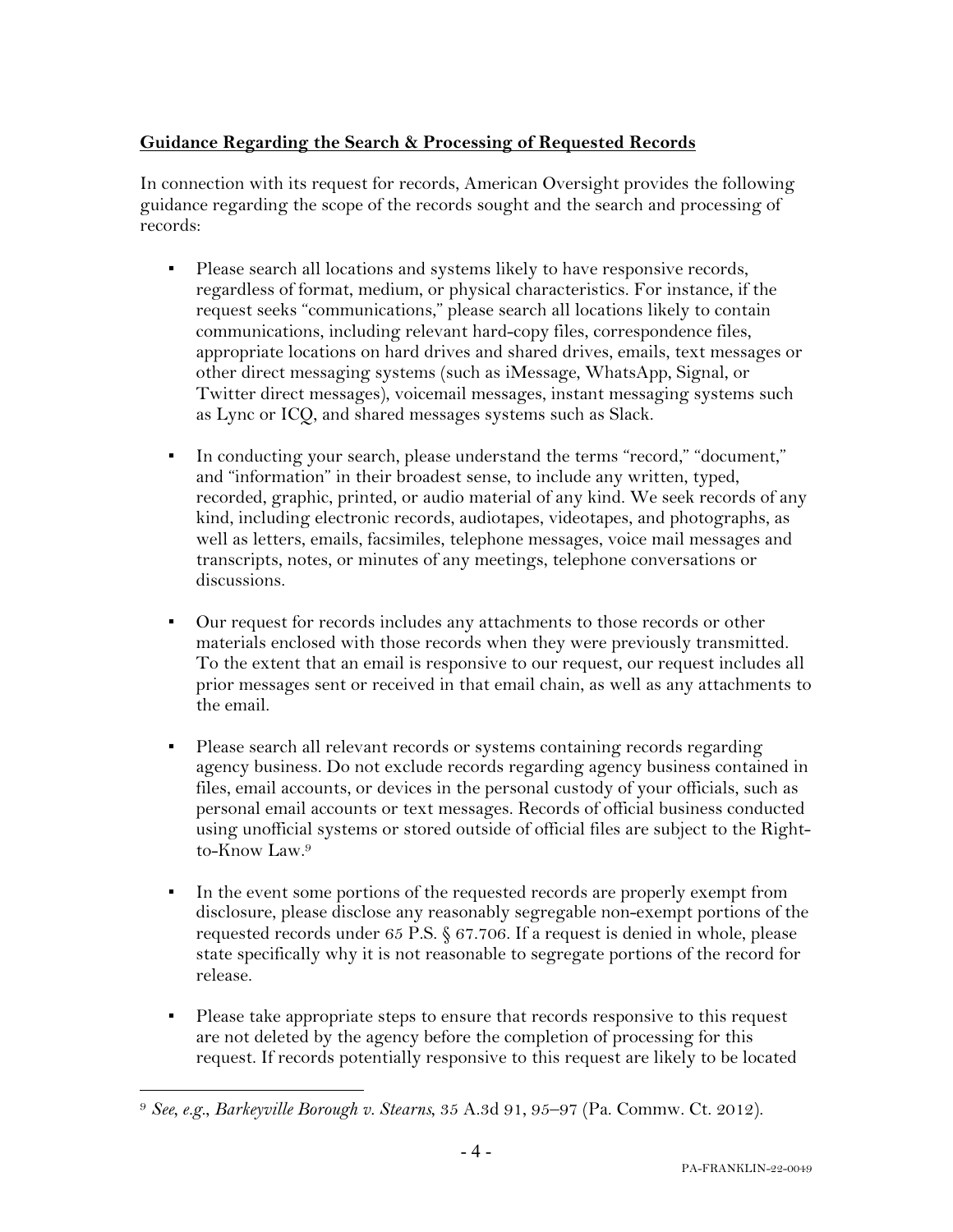**Guidance Regarding the Search & Processing of Requested Records**

In connection with its request for records, American Oversight provides the following guidance regarding the scope of the records sought and the search and processing of records:

- Please search all locations and systems likely to have responsive records, regardless of format, medium, or physical characteristics. For instance, if the request seeks "communications," please search all locations likely to contain communications, including relevant hard-copy files, correspondence files, appropriate locations on hard drives and shared drives, emails, text messages or other direct messaging systems (such as iMessage, WhatsApp, Signal, or Twitter direct messages), voicemail messages, instant messaging systems such as Lync or ICQ, and shared messages systems such as Slack.

- In conducting your search, please understand the terms "record," "document," and "information" in their broadest sense, to include any written, typed, recorded, graphic, printed, or audio material of any kind. We seek records of any kind, including electronic records, audiotapes, videotapes, and photographs, as well as letters, emails, facsimiles, telephone messages, voice mail messages and transcripts, notes, or minutes of any meetings, telephone conversations or discussions.

- Our request for records includes any attachments to those records or other materials enclosed with those records when they were previously transmitted. To the extent that an email is responsive to our request, our request includes all prior messages sent or received in that email chain, as well as any attachments to the email.

- Please search all relevant records or systems containing records regarding agency business. Do not exclude records regarding agency business contained in files, email accounts, or devices in the personal custody of your officials, such as personal email accounts or text messages. Records of official business conducted using unofficial systems or stored outside of official files are subject to the Right-to-Know Law.[9]

- In the event some portions of the requested records are properly exempt from disclosure, please disclose any reasonably segregable non-exempt portions of the requested records under 65 P.S. § 67.706. If a request is denied in whole, please state specifically why it is not reasonable to segregate portions of the record for release.

- Please take appropriate steps to ensure that records responsive to this request are not deleted by the agency before the completion of processing for this request. If records potentially responsive to this request are likely to be located

[9] *See, e.g.*, *Barkeyville Borough v. Stearns*, 35 A.3d 91, 95–97 (Pa. Commw. Ct. 2012).

PA-FRANKLIN-22-0049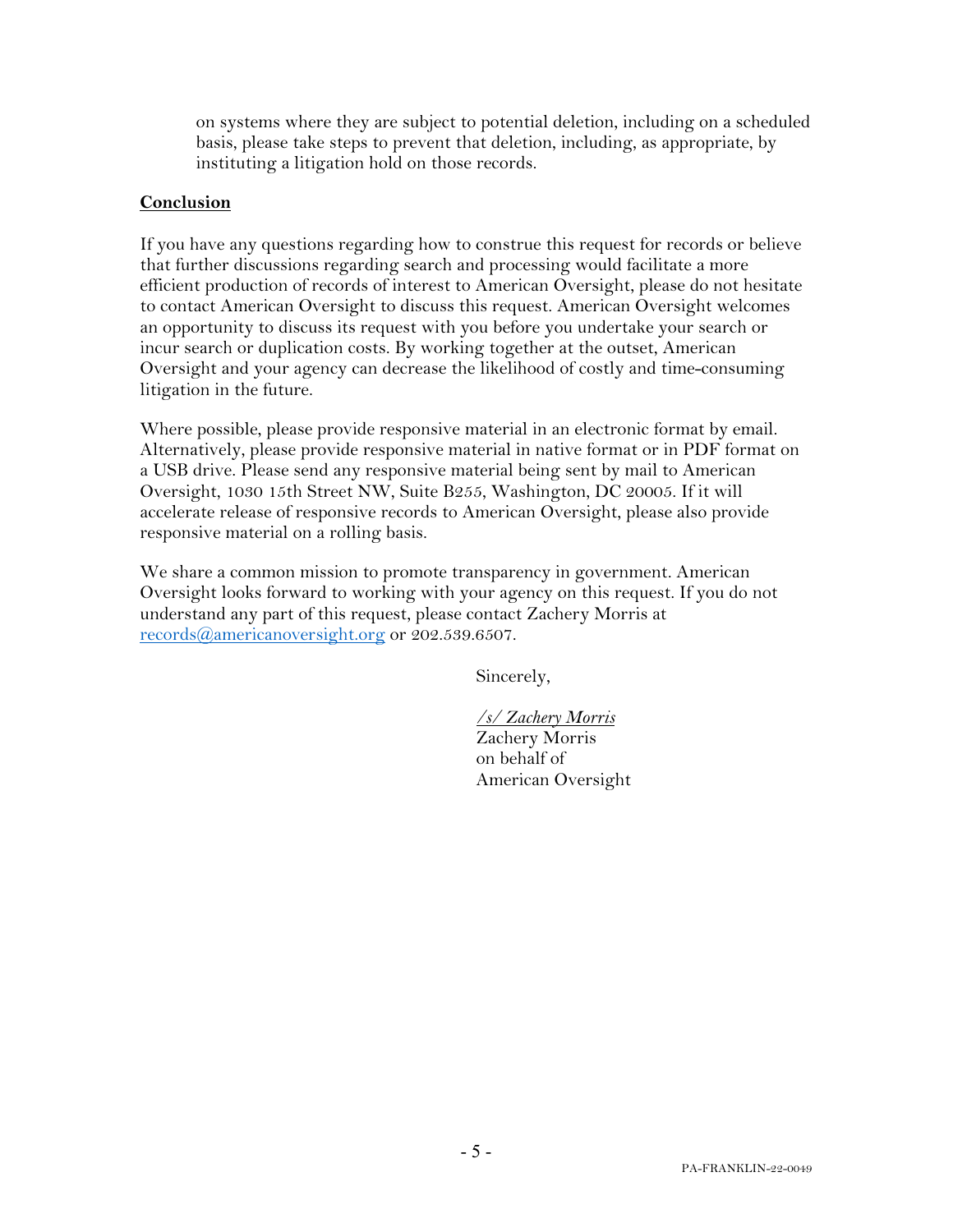on systems where they are subject to potential deletion, including on a scheduled basis, please take steps to prevent that deletion, including, as appropriate, by instituting a litigation hold on those records.

**Conclusion**

If you have any questions regarding how to construe this request for records or believe that further discussions regarding search and processing would facilitate a more efficient production of records of interest to American Oversight, please do not hesitate to contact American Oversight to discuss this request. American Oversight welcomes an opportunity to discuss its request with you before you undertake your search or incur search or duplication costs. By working together at the outset, American Oversight and your agency can decrease the likelihood of costly and time-consuming litigation in the future.

Where possible, please provide responsive material in an electronic format by email. Alternatively, please provide responsive material in native format or in PDF format on a USB drive. Please send any responsive material being sent by mail to American Oversight, 1030 15th Street NW, Suite B255, Washington, DC 20005. If it will accelerate release of responsive records to American Oversight, please also provide responsive material on a rolling basis.

We share a common mission to promote transparency in government. American Oversight looks forward to working with your agency on this request. If you do not understand any part of this request, please contact Zachery Morris at records@americanoversight.org or 202.539.6507.

Sincerely,

*/s/ Zachery Morris*
Zachery Morris
on behalf of
American Oversight

PA-FRANKLIN-22-0049